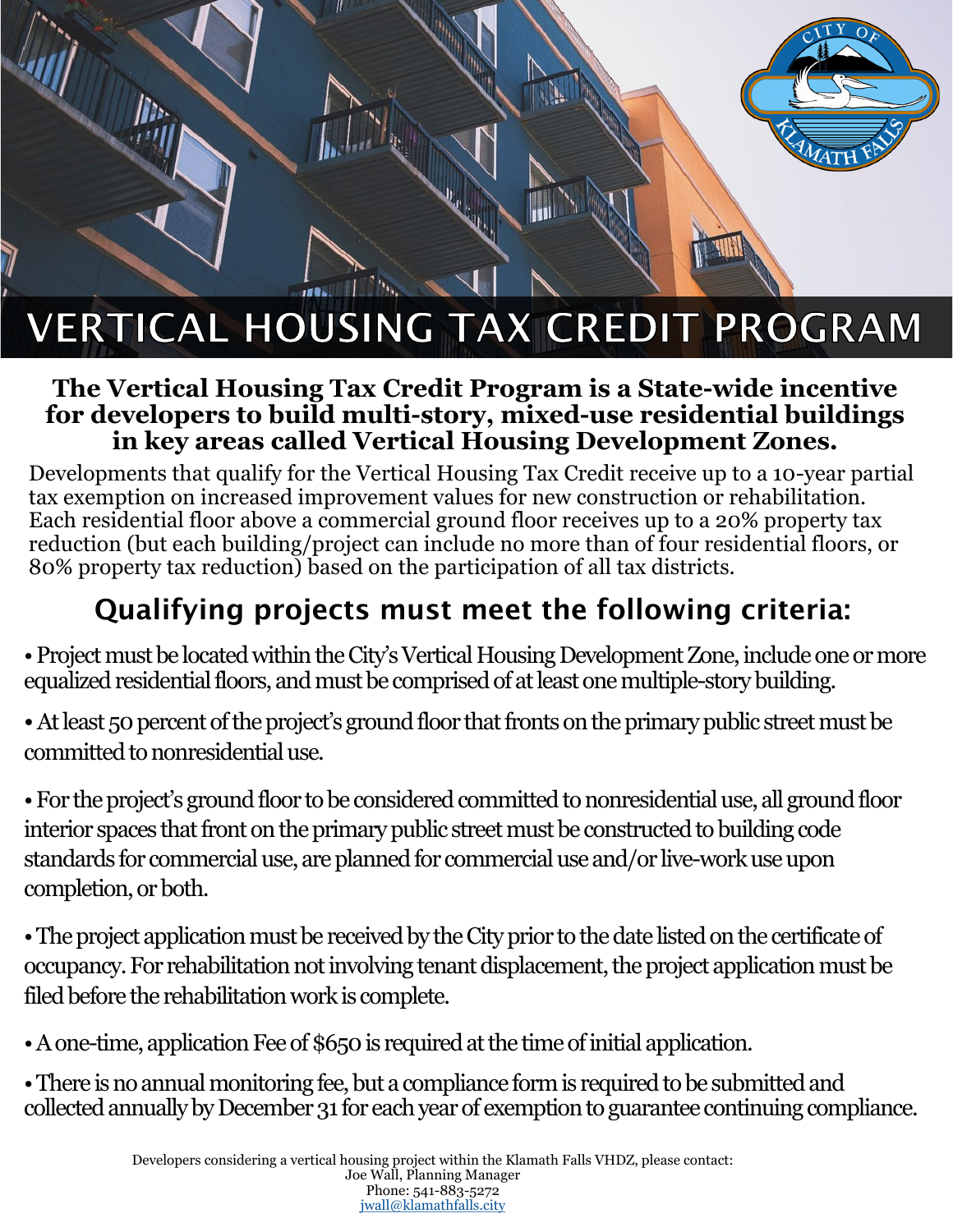# VERTICAL HOUSING TAX CREDIT PROGRAM

**The Vertical Housing Tax Credit Program is a State-wide incentive for developers to build multi-story, mixed-use residential buildings in key areas called Vertical Housing Development Zones.**

Developments that qualify for the Vertical Housing Tax Credit receive up to a 10-year partial tax exemption on increased improvement values for new construction or rehabilitation. Each residential floor above a commercial ground floor receives up to a 20% property tax reduction (but each building/project can include no more than of four residential floors, or 80% property tax reduction) based on the participation of all tax districts.

## Qualifying projects must meet the following criteria:

- Project must be located within the City's Vertical Housing Development Zone, include one or more equalized residential floors, and must be comprised of at least one multiple-story building.
- At least 50 percent of the project's ground floor that fronts on the primary public street must be committed to nonresidential use.
- For the project's ground floor to be considered committed to nonresidential use, all ground floor interior spaces that front on the primary public street must be constructed to building code standards for commercial use, are planned for commercial use and/or live-work use upon completion, or both.
- The project application must be received by the City prior to the date listed on the certificate of occupancy. For rehabilitation not involving tenant displacement, the project application must be filed before the rehabilitation work is complete.
- A one-time, application Fee of $650 is required at the time of initial application.
- There is no annual monitoring fee, but a compliance form is required to be submitted and collected annually by December 31 for each year of exemption to guarantee continuing compliance.

Developers considering a vertical housing project within the Klamath Falls VHDZ, please contact:
Joe Wall, Planning Manager
Phone: 541-883-5272
jwall@klamathfalls.city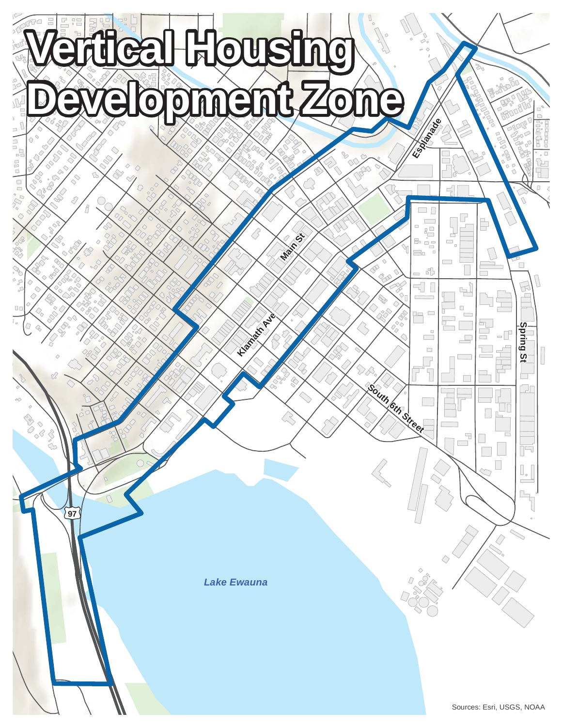# Vertical Housing Development Zone

Esplanade

Main St

Klamath Ave

South 6th Street

Spring St

97

Lake Ewauna

Sources: Esri, USGS, NOAA